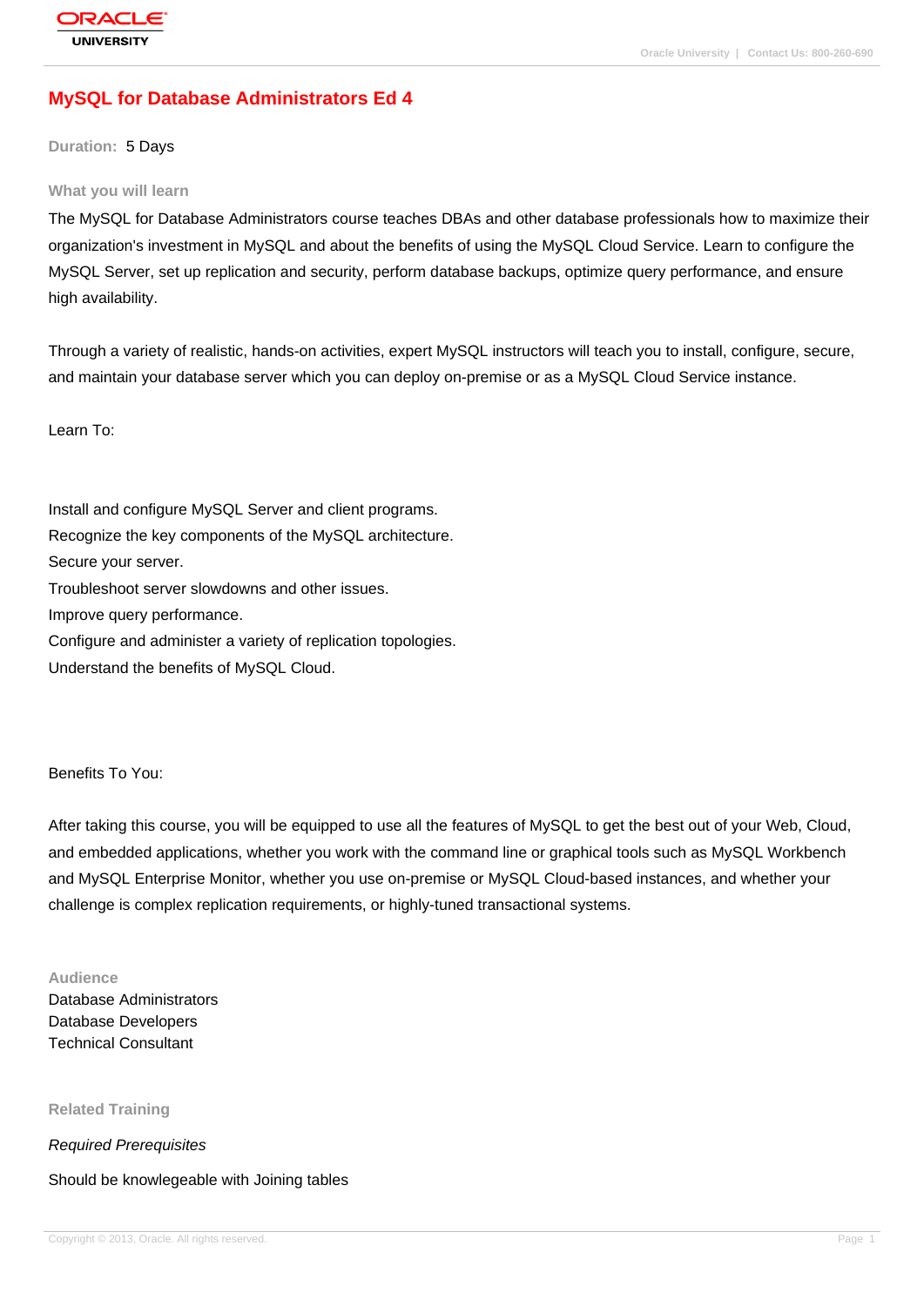# MySQL for Database Administrators Ed 4

**Duration:** 5 Days

## What you will learn

The MySQL for Database Administrators course teaches DBAs and other database professionals how to maximize their organization's investment in MySQL and about the benefits of using the MySQL Cloud Service. Learn to configure the MySQL Server, set up replication and security, perform database backups, optimize query performance, and ensure high availability.

Through a variety of realistic, hands-on activities, expert MySQL instructors will teach you to install, configure, secure, and maintain your database server which you can deploy on-premise or as a MySQL Cloud Service instance.

Learn To:

Install and configure MySQL Server and client programs.
Recognize the key components of the MySQL architecture.
Secure your server.
Troubleshoot server slowdowns and other issues.
Improve query performance.
Configure and administer a variety of replication topologies.
Understand the benefits of MySQL Cloud.

Benefits To You:

After taking this course, you will be equipped to use all the features of MySQL to get the best out of your Web, Cloud, and embedded applications, whether you work with the command line or graphical tools such as MySQL Workbench and MySQL Enterprise Monitor, whether you use on-premise or MySQL Cloud-based instances, and whether your challenge is complex replication requirements, or highly-tuned transactional systems.

## Audience

Database Administrators
Database Developers
Technical Consultant

## Related Training

*Required Prerequisites*

Should be knowlegeable with Joining tables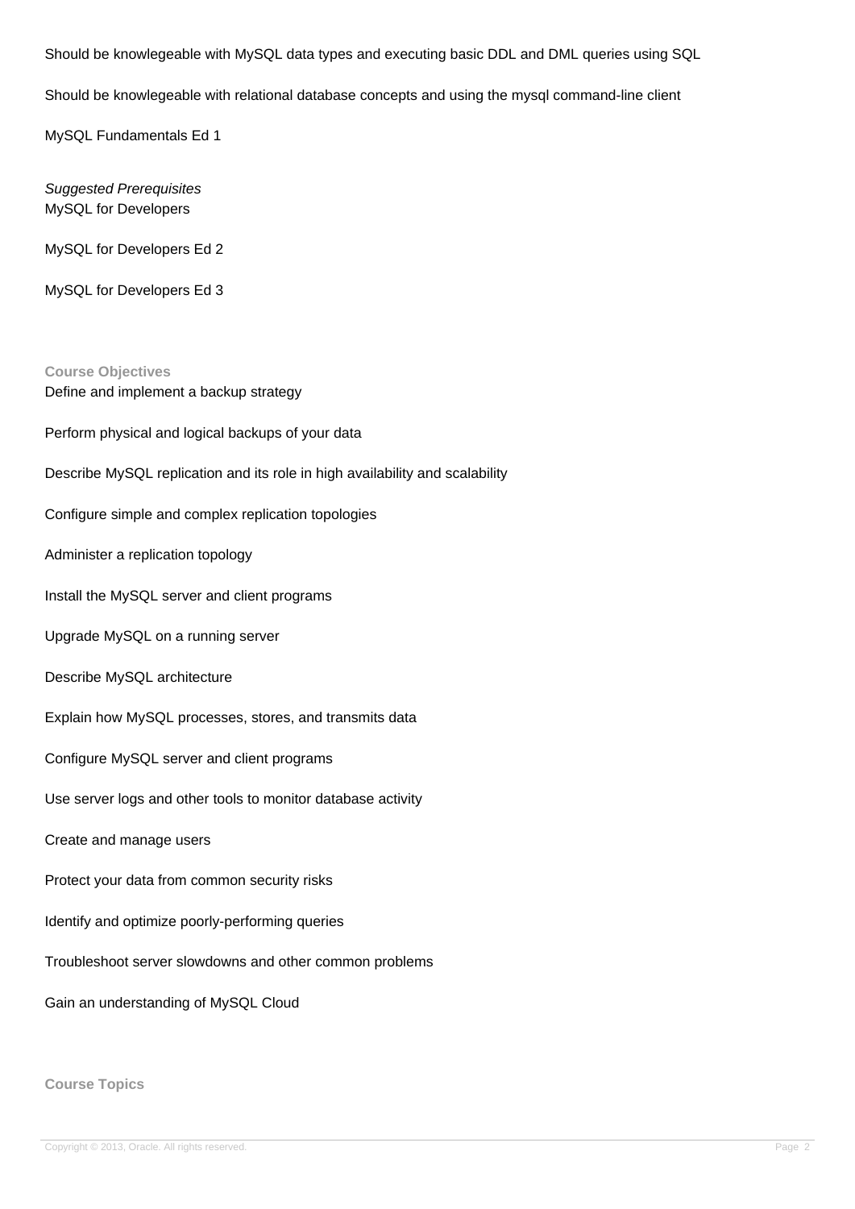Should be knowlegeable with MySQL data types and executing basic DDL and DML queries using SQL

Should be knowlegeable with relational database concepts and using the mysql command-line client

MySQL Fundamentals Ed 1

*Suggested Prerequisites*
MySQL for Developers

MySQL for Developers Ed 2

MySQL for Developers Ed 3

**Course Objectives**

Define and implement a backup strategy

Perform physical and logical backups of your data

Describe MySQL replication and its role in high availability and scalability

Configure simple and complex replication topologies

Administer a replication topology

Install the MySQL server and client programs

Upgrade MySQL on a running server

Describe MySQL architecture

Explain how MySQL processes, stores, and transmits data

Configure MySQL server and client programs

Use server logs and other tools to monitor database activity

Create and manage users

Protect your data from common security risks

Identify and optimize poorly-performing queries

Troubleshoot server slowdowns and other common problems

Gain an understanding of MySQL Cloud

**Course Topics**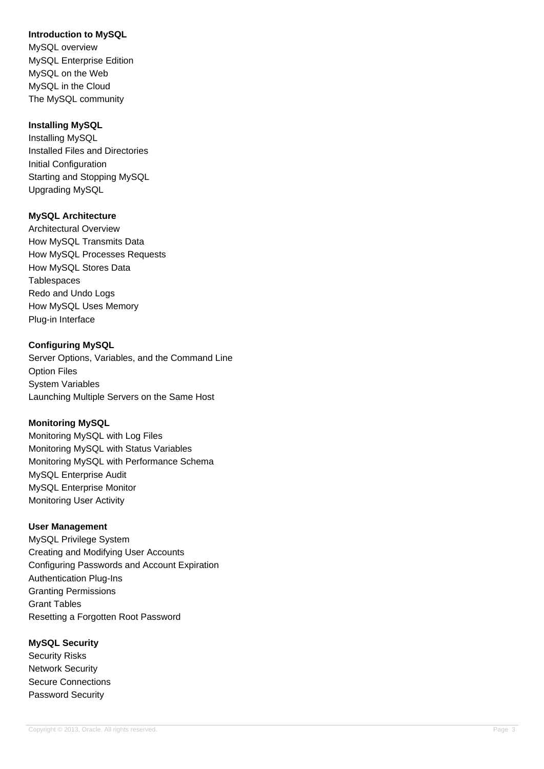**Introduction to MySQL**

MySQL overview
MySQL Enterprise Edition
MySQL on the Web
MySQL in the Cloud
The MySQL community

**Installing MySQL**

Installing MySQL
Installed Files and Directories
Initial Configuration
Starting and Stopping MySQL
Upgrading MySQL

**MySQL Architecture**

Architectural Overview
How MySQL Transmits Data
How MySQL Processes Requests
How MySQL Stores Data
Tablespaces
Redo and Undo Logs
How MySQL Uses Memory
Plug-in Interface

**Configuring MySQL**

Server Options, Variables, and the Command Line
Option Files
System Variables
Launching Multiple Servers on the Same Host

**Monitoring MySQL**

Monitoring MySQL with Log Files
Monitoring MySQL with Status Variables
Monitoring MySQL with Performance Schema
MySQL Enterprise Audit
MySQL Enterprise Monitor
Monitoring User Activity

**User Management**

MySQL Privilege System
Creating and Modifying User Accounts
Configuring Passwords and Account Expiration
Authentication Plug-Ins
Granting Permissions
Grant Tables
Resetting a Forgotten Root Password

**MySQL Security**

Security Risks
Network Security
Secure Connections
Password Security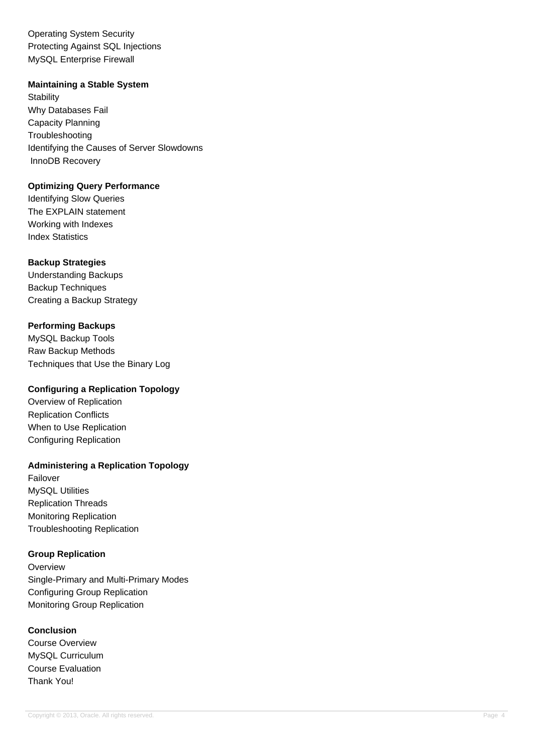Operating System Security
Protecting Against SQL Injections
MySQL Enterprise Firewall

**Maintaining a Stable System**

Stability
Why Databases Fail
Capacity Planning
Troubleshooting
Identifying the Causes of Server Slowdowns
InnoDB Recovery

**Optimizing Query Performance**

Identifying Slow Queries
The EXPLAIN statement
Working with Indexes
Index Statistics

**Backup Strategies**

Understanding Backups
Backup Techniques
Creating a Backup Strategy

**Performing Backups**

MySQL Backup Tools
Raw Backup Methods
Techniques that Use the Binary Log

**Configuring a Replication Topology**

Overview of Replication
Replication Conflicts
When to Use Replication
Configuring Replication

**Administering a Replication Topology**

Failover
MySQL Utilities
Replication Threads
Monitoring Replication
Troubleshooting Replication

**Group Replication**

Overview
Single-Primary and Multi-Primary Modes
Configuring Group Replication
Monitoring Group Replication

**Conclusion**

Course Overview
MySQL Curriculum
Course Evaluation
Thank You!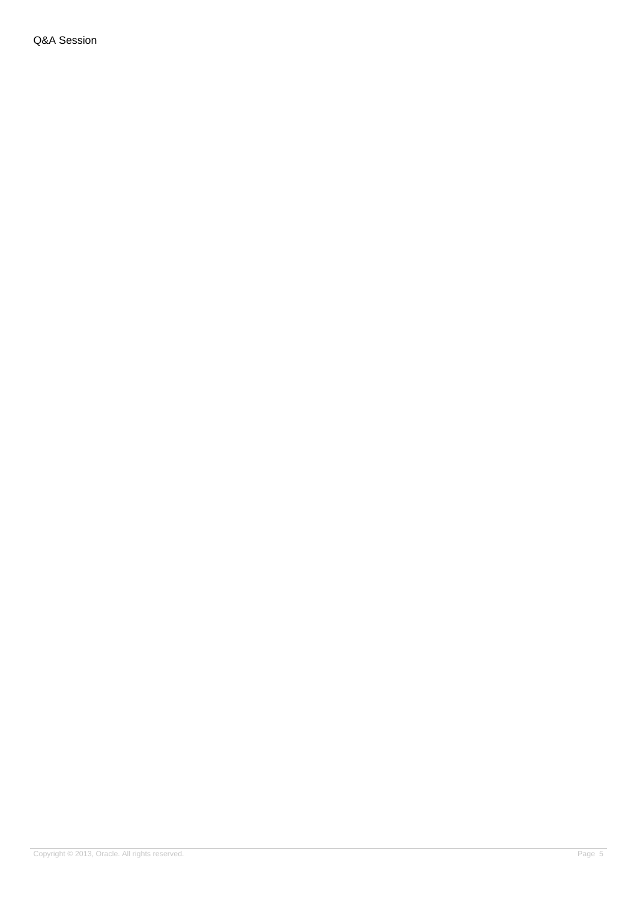Q&A Session